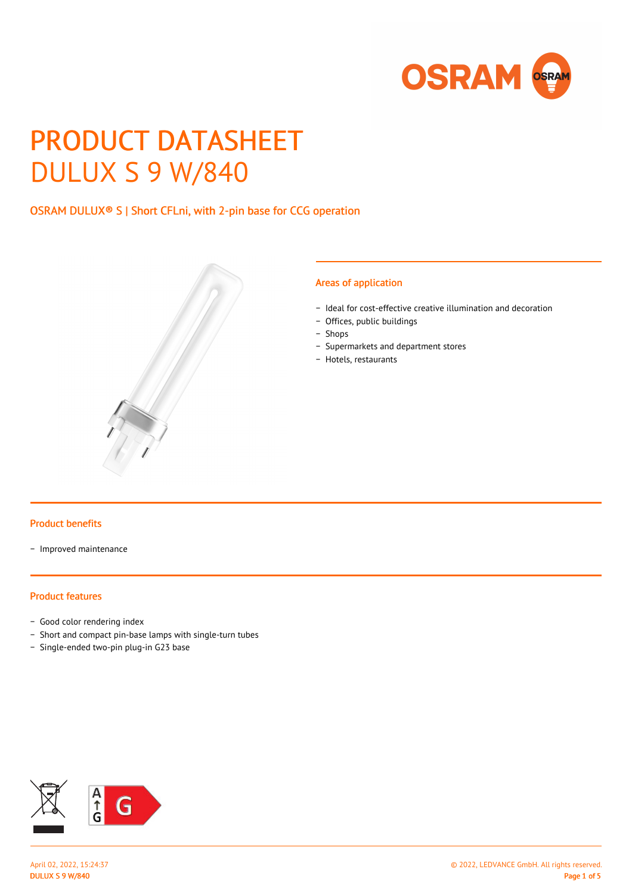# PRODUCT DATASHEET
# DULUX S 9 W/840

## OSRAM DULUX® S | Short CFLni, with 2-pin base for CCG operation

### Areas of application

- Ideal for cost-effective creative illumination and decoration
- Offices, public buildings
- Shops
- Supermarkets and department stores
- Hotels, restaurants

### Product benefits

- Improved maintenance

### Product features

- Good color rendering index
- Short and compact pin-base lamps with single-turn tubes
- Single-ended two-pin plug-in G23 base

A ↑ G G

April 02, 2022, 15:24:37
DULUX S 9 W/840

© 2022, LEDVANCE GmbH. All rights reserved.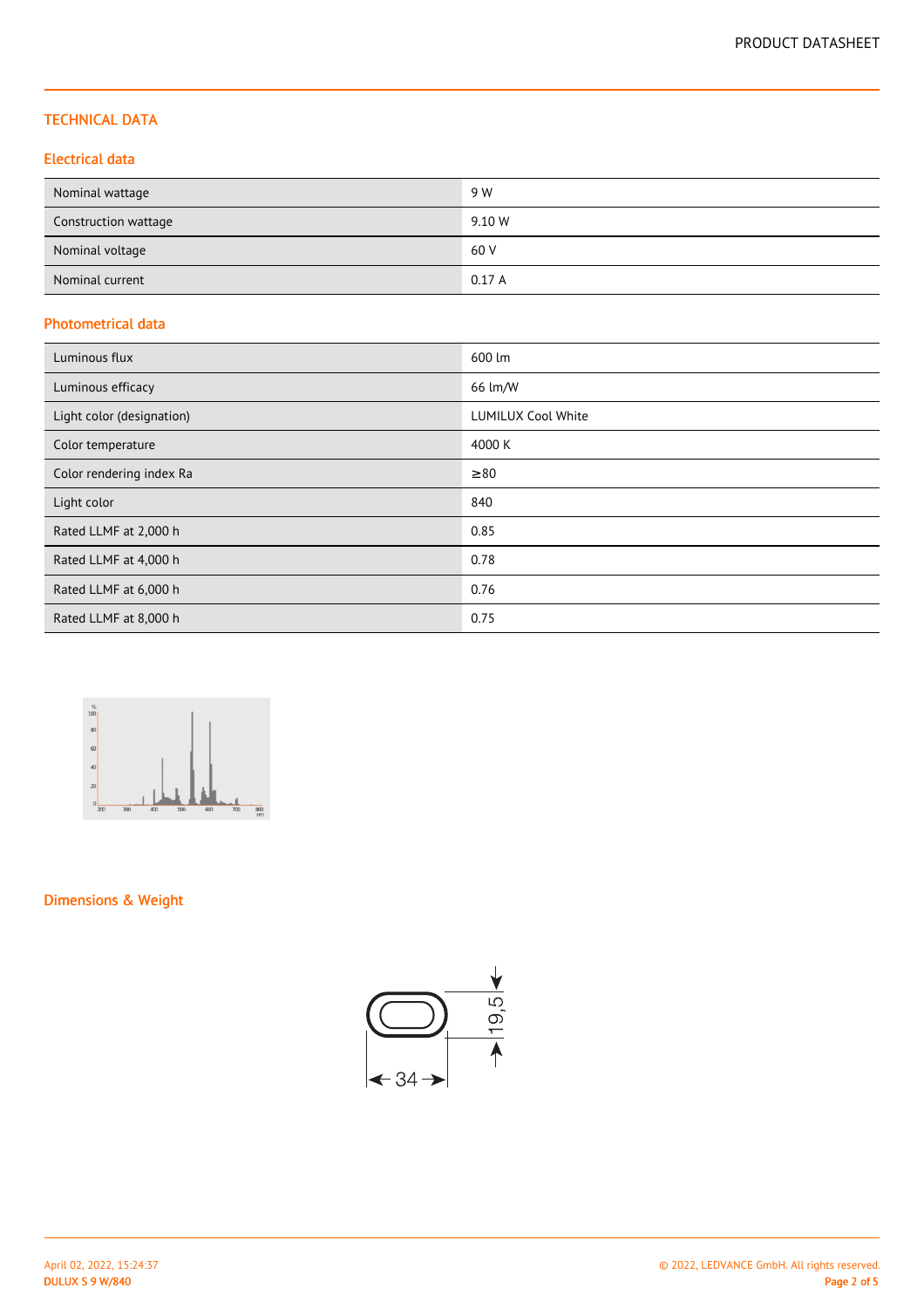# TECHNICAL DATA

## Electrical data

| | |
|---|---|
| Nominal wattage | 9 W |
| Construction wattage | 9.10 W |
| Nominal voltage | 60 V |
| Nominal current | 0.17 A |

## Photometrical data

| | |
|---|---|
| Luminous flux | 600 lm |
| Luminous efficacy | 66 lm/W |
| Light color (designation) | LUMILUX Cool White |
| Color temperature | 4000 K |
| Color rendering index Ra | ≥80 |
| Light color | 840 |
| Rated LLMF at 2,000 h | 0.85 |
| Rated LLMF at 4,000 h | 0.78 |
| Rated LLMF at 6,000 h | 0.76 |
| Rated LLMF at 8,000 h | 0.75 |

## Dimensions & Weight

34

19,5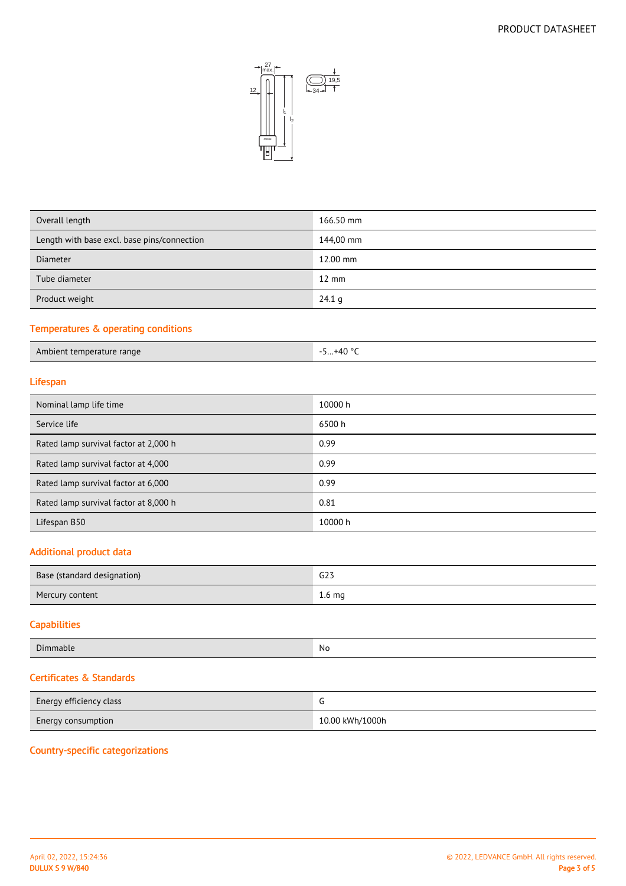| Overall length | 166.50 mm |
|---|---|
| Length with base excl. base pins/connection | 144,00 mm |
| Diameter | 12.00 mm |
| Tube diameter | 12 mm |
| Product weight | 24.1 g |

## Temperatures & operating conditions

| Ambient temperature range | -5…+40 °C |
|---|---|

## Lifespan

| Nominal lamp life time | 10000 h |
|---|---|
| Service life | 6500 h |
| Rated lamp survival factor at 2,000 h | 0.99 |
| Rated lamp survival factor at 4,000 | 0.99 |
| Rated lamp survival factor at 6,000 | 0.99 |
| Rated lamp survival factor at 8,000 h | 0.81 |
| Lifespan B50 | 10000 h |

## Additional product data

| Base (standard designation) | G23 |
|---|---|
| Mercury content | 1.6 mg |

## Capabilities

| Dimmable | No |
|---|---|

## Certificates & Standards

| Energy efficiency class | G |
|---|---|
| Energy consumption | 10.00 kWh/1000h |

## Country-specific categorizations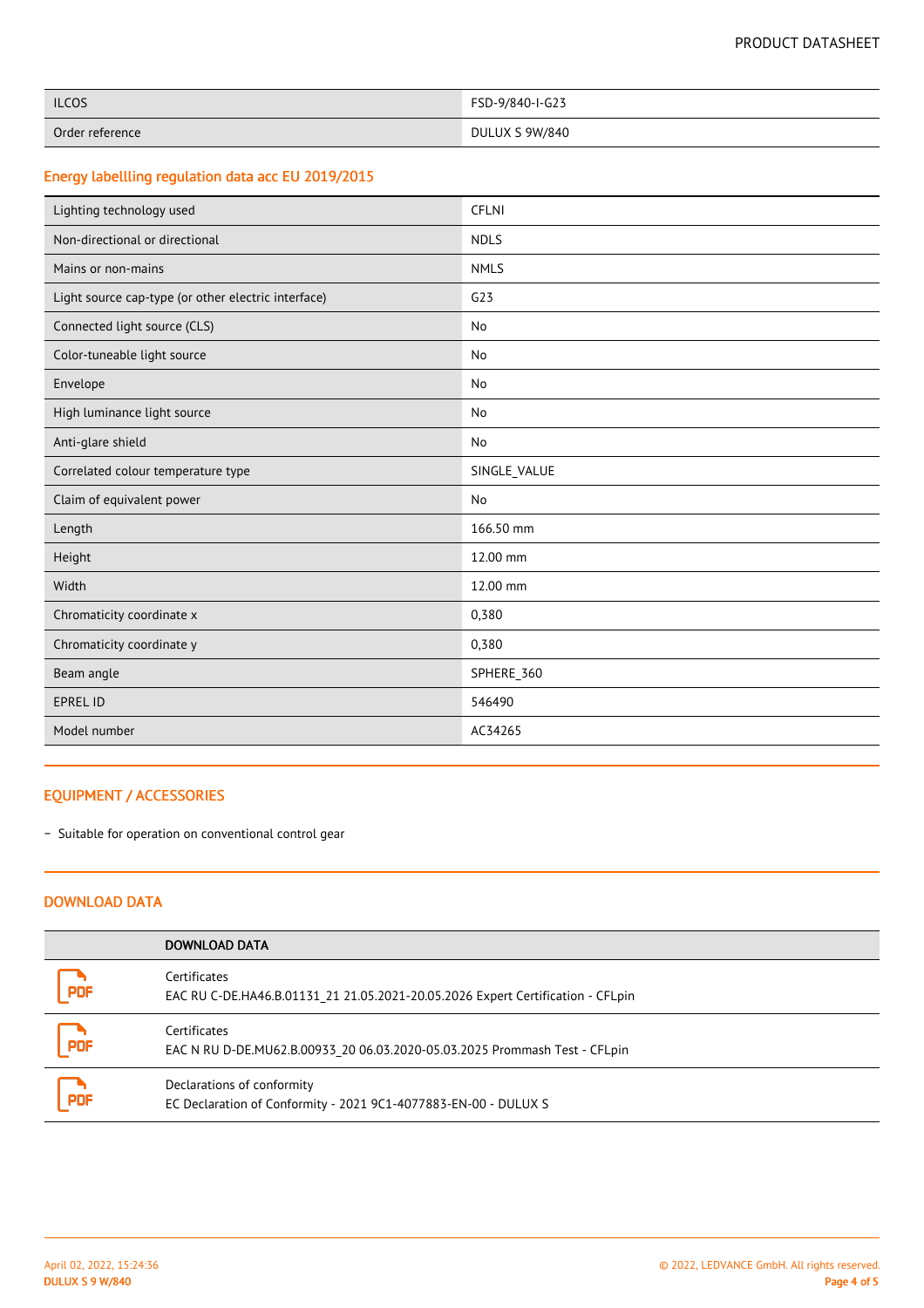| | |
|---|---|
| ILCOS | FSD-9/840-I-G23 |
| Order reference | DULUX S 9W/840 |

## Energy labellling regulation data acc EU 2019/2015

| | |
|---|---|
| Lighting technology used | CFLNI |
| Non-directional or directional | NDLS |
| Mains or non-mains | NMLS |
| Light source cap-type (or other electric interface) | G23 |
| Connected light source (CLS) | No |
| Color-tuneable light source | No |
| Envelope | No |
| High luminance light source | No |
| Anti-glare shield | No |
| Correlated colour temperature type | SINGLE_VALUE |
| Claim of equivalent power | No |
| Length | 166.50 mm |
| Height | 12.00 mm |
| Width | 12.00 mm |
| Chromaticity coordinate x | 0,380 |
| Chromaticity coordinate y | 0,380 |
| Beam angle | SPHERE_360 |
| EPREL ID | 546490 |
| Model number | AC34265 |

## EQUIPMENT / ACCESSORIES

– Suitable for operation on conventional control gear

## DOWNLOAD DATA

| | DOWNLOAD DATA |
|---|---|
| PDF | Certificates<br>EAC RU C-DE.HA46.B.01131_21 21.05.2021-20.05.2026 Expert Certification - CFLpin |
| PDF | Certificates<br>EAC N RU D-DE.MU62.B.00933_20 06.03.2020-05.03.2025 Prommash Test - CFLpin |
| PDF | Declarations of conformity<br>EC Declaration of Conformity - 2021 9C1-4077883-EN-00 - DULUX S |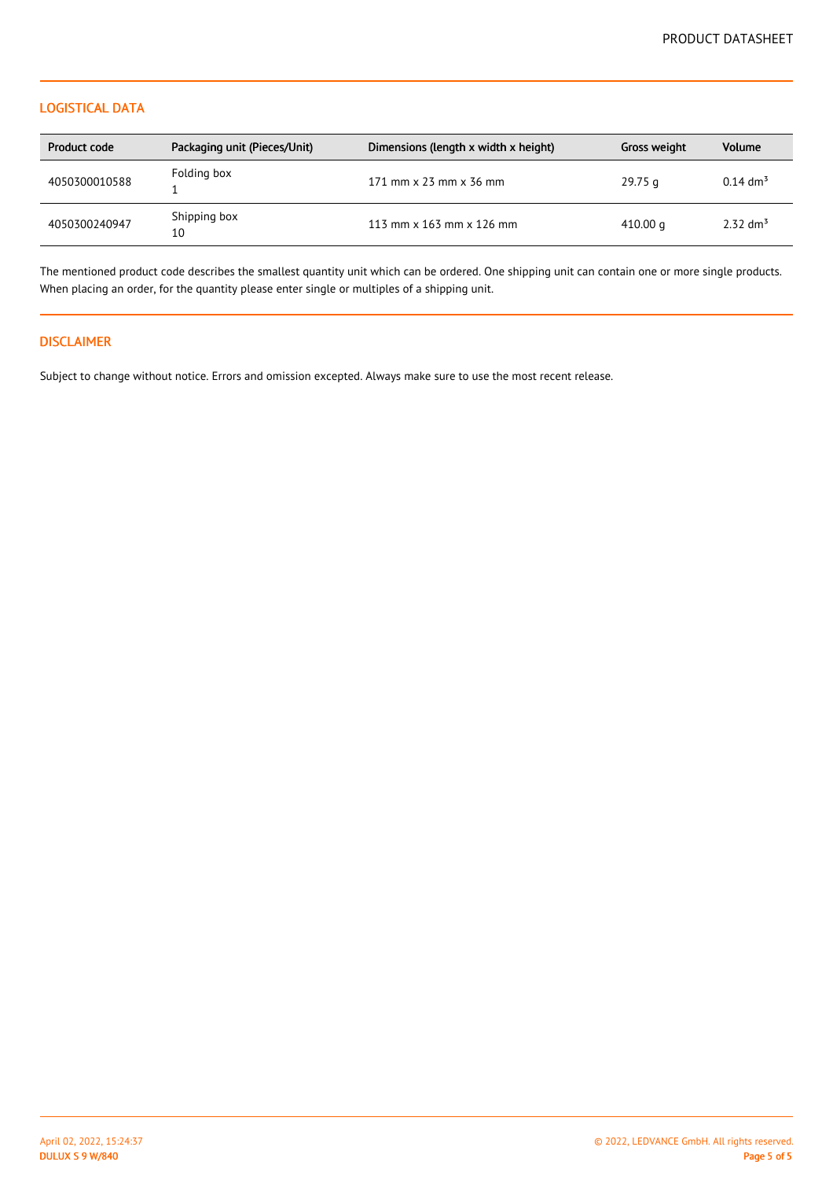## LOGISTICAL DATA

| Product code | Packaging unit (Pieces/Unit) | Dimensions (length x width x height) | Gross weight | Volume |
|---|---|---|---|---|
| 4050300010588 | Folding box<br>1 | 171 mm x 23 mm x 36 mm | 29.75 g | 0.14 dm³ |
| 4050300240947 | Shipping box<br>10 | 113 mm x 163 mm x 126 mm | 410.00 g | 2.32 dm³ |

The mentioned product code describes the smallest quantity unit which can be ordered. One shipping unit can contain one or more single products. When placing an order, for the quantity please enter single or multiples of a shipping unit.

## DISCLAIMER

Subject to change without notice. Errors and omission excepted. Always make sure to use the most recent release.